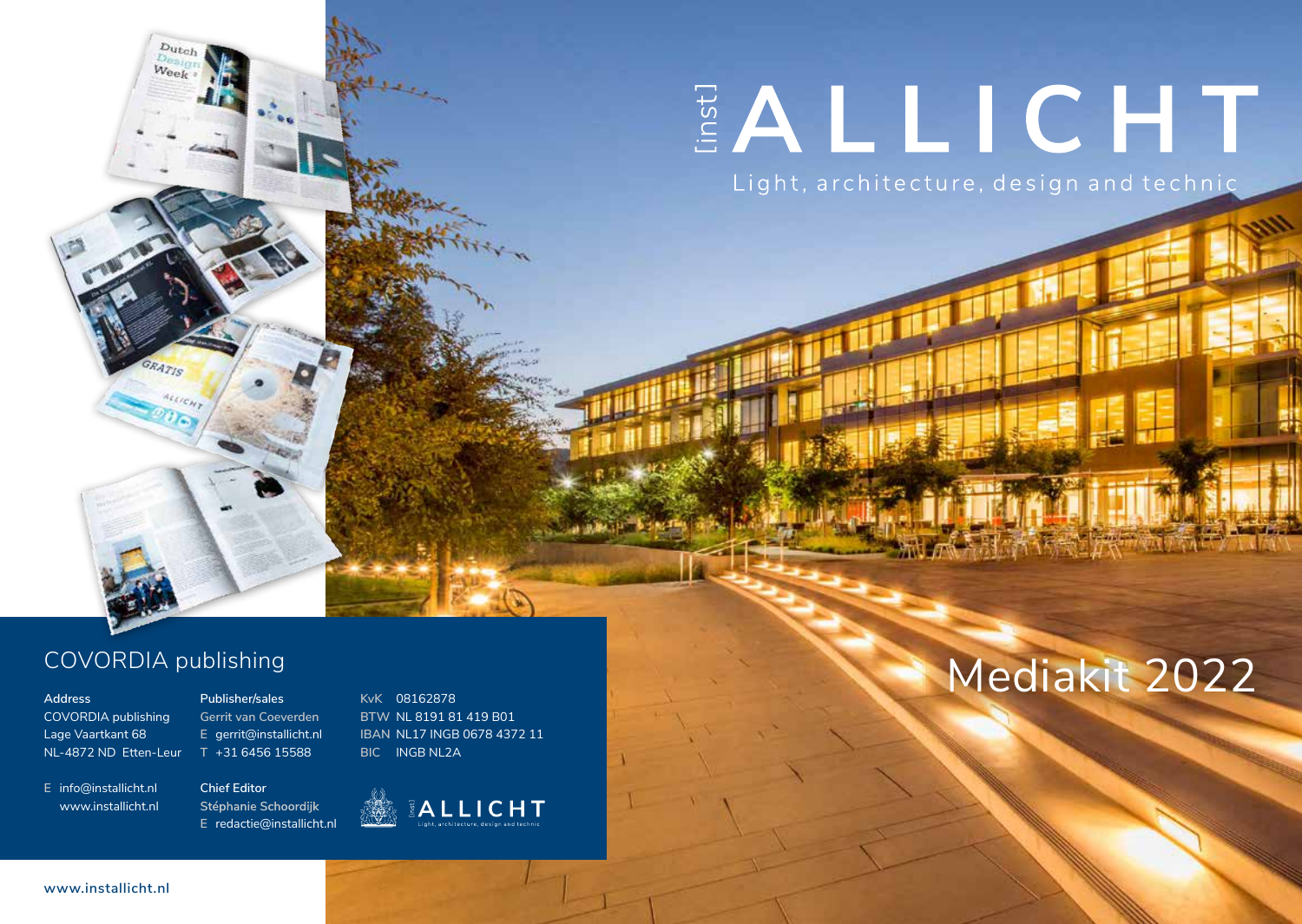# [inst] ALLICHT

Light, architecture, design and technic

# Mediakit 2022

## COVORDIA publishing

**Address**
COVORDIA publishing
Lage Vaartkant 68
NL-4872 ND Etten-Leur

E info@installicht.nl
www.installicht.nl

**Publisher/sales**
Gerrit van Coeverden
E gerrit@installicht.nl
T +31 6456 15588

**Chief Editor**
**Stéphanie Schoordijk**
E redactie@installicht.nl

KvK 08162878
BTW NL 8191 81 419 B01
IBAN NL17 INGB 0678 4372 11
BIC INGB NL2A

[inst] ALLICHT
Light, architecture, design and technic

www.installicht.nl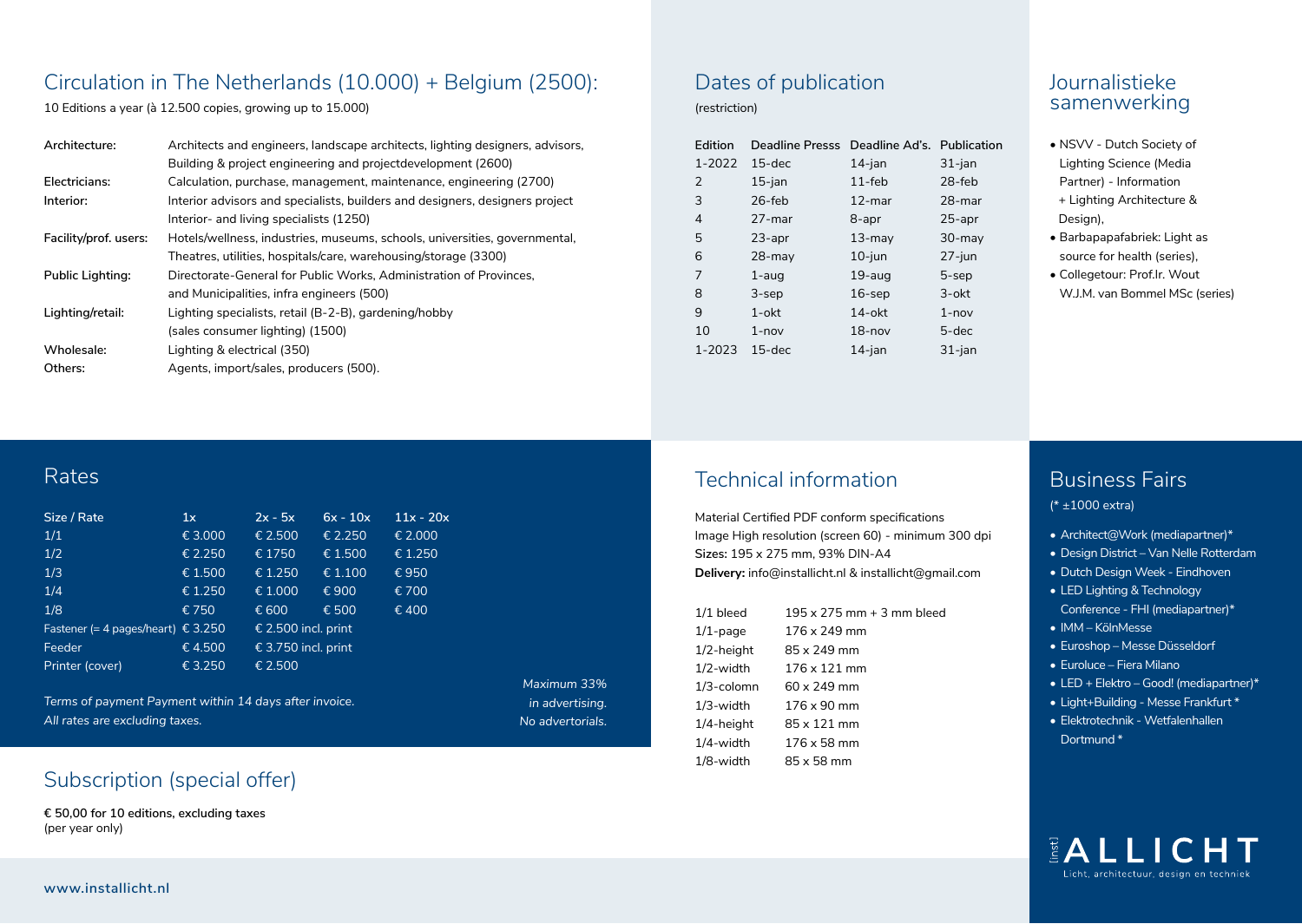## Circulation in The Netherlands (10.000) + Belgium (2500):

10 Editions a year (à 12.500 copies, growing up to 15.000)

| | |
|---|---|
| **Architecture:** | Architects and engineers, landscape architects, lighting designers, advisors, Building & project engineering and projectdevelopment (2600) |
| **Electricians:** | Calculation, purchase, management, maintenance, engineering (2700) |
| **Interior:** | Interior advisors and specialists, builders and designers, designers project Interior- and living specialists (1250) |
| **Facility/prof. users:** | Hotels/wellness, industries, museums, schools, universities, governmental, Theatres, utilities, hospitals/care, warehousing/storage (3300) |
| **Public Lighting:** | Directorate-General for Public Works, Administration of Provinces, and Municipalities, infra engineers (500) |
| **Lighting/retail:** | Lighting specialists, retail (B-2-B), gardening/hobby (sales consumer lighting) (1500) |
| **Wholesale:** | Lighting & electrical (350) |
| **Others:** | Agents, import/sales, producers (500). |

## Dates of publication

(restriction)

| Edition | Deadline Presss | Deadline Ad's. | Publication |
|---|---|---|---|
| 1-2022 | 15-dec | 14-jan | 31-jan |
| 2 | 15-jan | 11-feb | 28-feb |
| 3 | 26-feb | 12-mar | 28-mar |
| 4 | 27-mar | 8-apr | 25-apr |
| 5 | 23-apr | 13-may | 30-may |
| 6 | 28-may | 10-jun | 27-jun |
| 7 | 1-aug | 19-aug | 5-sep |
| 8 | 3-sep | 16-sep | 3-okt |
| 9 | 1-okt | 14-okt | 1-nov |
| 10 | 1-nov | 18-nov | 5-dec |
| 1-2023 | 15-dec | 14-jan | 31-jan |

## Journalistieke samenwerking

- NSVV - Dutch Society of Lighting Science (Media Partner) - Information + Lighting Architecture & Design),
- Barbapapafabriek: Light as source for health (series),
- Collegetour: Prof.Ir. Wout W.J.M. van Bommel MSc (series)

## Rates

| Size / Rate | 1x | 2x - 5x | 6x - 10x | 11x - 20x |
|---|---|---|---|---|
| 1/1 | € 3.000 | € 2.500 | € 2.250 | € 2.000 |
| 1/2 | € 2.250 | € 1750 | € 1.500 | € 1.250 |
| 1/3 | € 1.500 | € 1.250 | € 1.100 | € 950 |
| 1/4 | € 1.250 | € 1.000 | € 900 | € 700 |
| 1/8 | € 750 | € 600 | € 500 | € 400 |
| Fastener (= 4 pages/heart) | € 3.250 | € 2.500 incl. print | | |
| Feeder | € 4.500 | € 3.750 incl. print | | |
| Printer (cover) | € 3.250 | € 2.500 | | |

*Terms of payment Payment within 14 days after invoice.*
*All rates are excluding taxes.*

*Maximum 33% in advertising. No advertorials.*

## Technical information

Material Certified PDF conform specifications
Image High resolution (screen 60) - minimum 300 dpi
**Sizes:** 195 x 275 mm, 93% DIN-A4
**Delivery:** info@installicht.nl & installicht@gmail.com

| | |
|---|---|
| 1/1 bleed | 195 x 275 mm + 3 mm bleed |
| 1/1-page | 176 x 249 mm |
| 1/2-height | 85 x 249 mm |
| 1/2-width | 176 x 121 mm |
| 1/3-colomn | 60 x 249 mm |
| 1/3-width | 176 x 90 mm |
| 1/4-height | 85 x 121 mm |
| 1/4-width | 176 x 58 mm |
| 1/8-width | 85 x 58 mm |

## Business Fairs

(* ±1000 extra)

- Architect@Work (mediapartner)*
- Design District – Van Nelle Rotterdam
- Dutch Design Week - Eindhoven
- LED Lighting & Technology Conference - FHI (mediapartner)*
- IMM – KölnMesse
- Euroshop – Messe Düsseldorf
- Euroluce – Fiera Milano
- LED + Elektro – Good! (mediapartner)*
- Light+Building - Messe Frankfurt *
- Elektrotechnik - Wetfalenhallen Dortmund *

## Subscription (special offer)

**€ 50,00 for 10 editions, excluding taxes**
(per year only)

[inst] ALLICHT
Licht, architectuur, design en techniek

**www.installicht.nl**